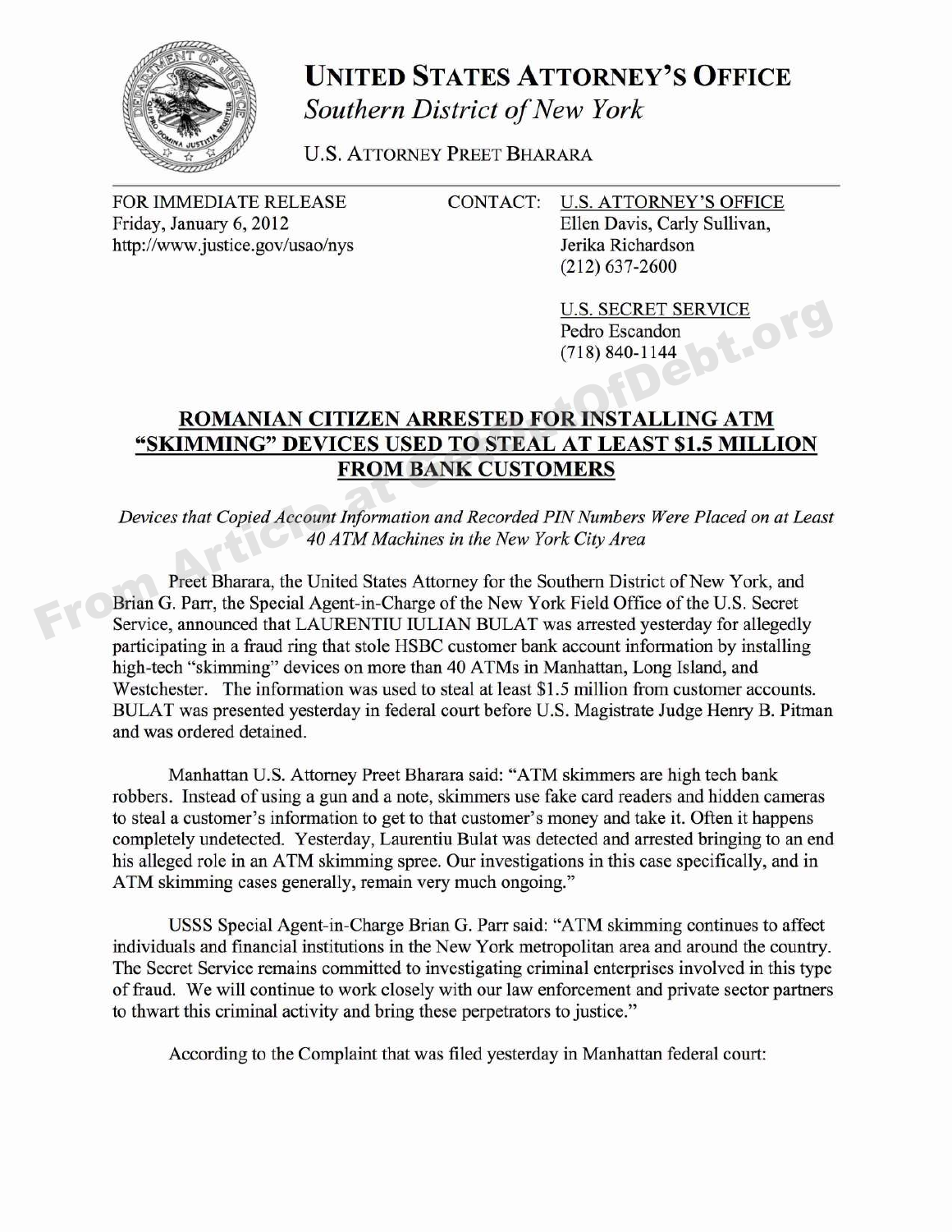# UNITED STATES ATTORNEY'S OFFICE

*Southern District of New York*

U.S. ATTORNEY PREET BHARARA

FOR IMMEDIATE RELEASE
Friday, January 6, 2012
http://www.justice.gov/usao/nys

CONTACT: U.S. ATTORNEY'S OFFICE
Ellen Davis, Carly Sullivan,
Jerika Richardson
(212) 637-2600

U.S. SECRET SERVICE
Pedro Escandon
(718) 840-1144

## ROMANIAN CITIZEN ARRESTED FOR INSTALLING ATM "SKIMMING" DEVICES USED TO STEAL AT LEAST $1.5 MILLION FROM BANK CUSTOMERS

*Devices that Copied Account Information and Recorded PIN Numbers Were Placed on at Least 40 ATM Machines in the New York City Area*

Preet Bharara, the United States Attorney for the Southern District of New York, and Brian G. Parr, the Special Agent-in-Charge of the New York Field Office of the U.S. Secret Service, announced that LAURENTIU IULIAN BULAT was arrested yesterday for allegedly participating in a fraud ring that stole HSBC customer bank account information by installing high-tech "skimming" devices on more than 40 ATMs in Manhattan, Long Island, and Westchester. The information was used to steal at least $1.5 million from customer accounts. BULAT was presented yesterday in federal court before U.S. Magistrate Judge Henry B. Pitman and was ordered detained.

Manhattan U.S. Attorney Preet Bharara said: "ATM skimmers are high tech bank robbers. Instead of using a gun and a note, skimmers use fake card readers and hidden cameras to steal a customer's information to get to that customer's money and take it. Often it happens completely undetected. Yesterday, Laurentiu Bulat was detected and arrested bringing to an end his alleged role in an ATM skimming spree. Our investigations in this case specifically, and in ATM skimming cases generally, remain very much ongoing."

USSS Special Agent-in-Charge Brian G. Parr said: "ATM skimming continues to affect individuals and financial institutions in the New York metropolitan area and around the country. The Secret Service remains committed to investigating criminal enterprises involved in this type of fraud. We will continue to work closely with our law enforcement and private sector partners to thwart this criminal activity and bring these perpetrators to justice."

According to the Complaint that was filed yesterday in Manhattan federal court: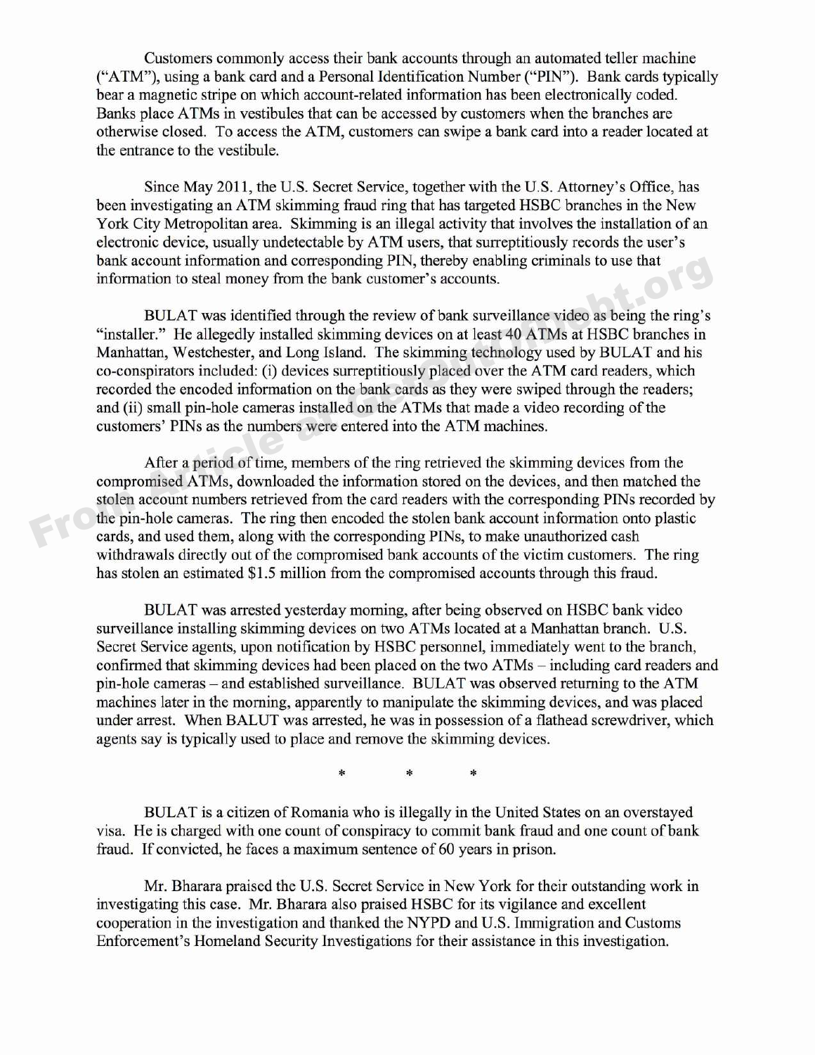Customers commonly access their bank accounts through an automated teller machine ("ATM"), using a bank card and a Personal Identification Number ("PIN"). Bank cards typically bear a magnetic stripe on which account-related information has been electronically coded. Banks place ATMs in vestibules that can be accessed by customers when the branches are otherwise closed. To access the ATM, customers can swipe a bank card into a reader located at the entrance to the vestibule.

Since May 2011, the U.S. Secret Service, together with the U.S. Attorney's Office, has been investigating an ATM skimming fraud ring that has targeted HSBC branches in the New York City Metropolitan area. Skimming is an illegal activity that involves the installation of an electronic device, usually undetectable by ATM users, that surreptitiously records the user's bank account information and corresponding PIN, thereby enabling criminals to use that information to steal money from the bank customer's accounts.

BULAT was identified through the review of bank surveillance video as being the ring's "installer." He allegedly installed skimming devices on at least 40 ATMs at HSBC branches in Manhattan, Westchester, and Long Island. The skimming technology used by BULAT and his co-conspirators included: (i) devices surreptitiously placed over the ATM card readers, which recorded the encoded information on the bank cards as they were swiped through the readers; and (ii) small pin-hole cameras installed on the ATMs that made a video recording of the customers' PINs as the numbers were entered into the ATM machines.

After a period of time, members of the ring retrieved the skimming devices from the compromised ATMs, downloaded the information stored on the devices, and then matched the stolen account numbers retrieved from the card readers with the corresponding PINs recorded by the pin-hole cameras. The ring then encoded the stolen bank account information onto plastic cards, and used them, along with the corresponding PINs, to make unauthorized cash withdrawals directly out of the compromised bank accounts of the victim customers. The ring has stolen an estimated $1.5 million from the compromised accounts through this fraud.

BULAT was arrested yesterday morning, after being observed on HSBC bank video surveillance installing skimming devices on two ATMs located at a Manhattan branch. U.S. Secret Service agents, upon notification by HSBC personnel, immediately went to the branch, confirmed that skimming devices had been placed on the two ATMs – including card readers and pin-hole cameras – and established surveillance. BULAT was observed returning to the ATM machines later in the morning, apparently to manipulate the skimming devices, and was placed under arrest. When BALUT was arrested, he was in possession of a flathead screwdriver, which agents say is typically used to place and remove the skimming devices.

\* \* \*

BULAT is a citizen of Romania who is illegally in the United States on an overstayed visa. He is charged with one count of conspiracy to commit bank fraud and one count of bank fraud. If convicted, he faces a maximum sentence of 60 years in prison.

Mr. Bharara praised the U.S. Secret Service in New York for their outstanding work in investigating this case. Mr. Bharara also praised HSBC for its vigilance and excellent cooperation in the investigation and thanked the NYPD and U.S. Immigration and Customs Enforcement's Homeland Security Investigations for their assistance in this investigation.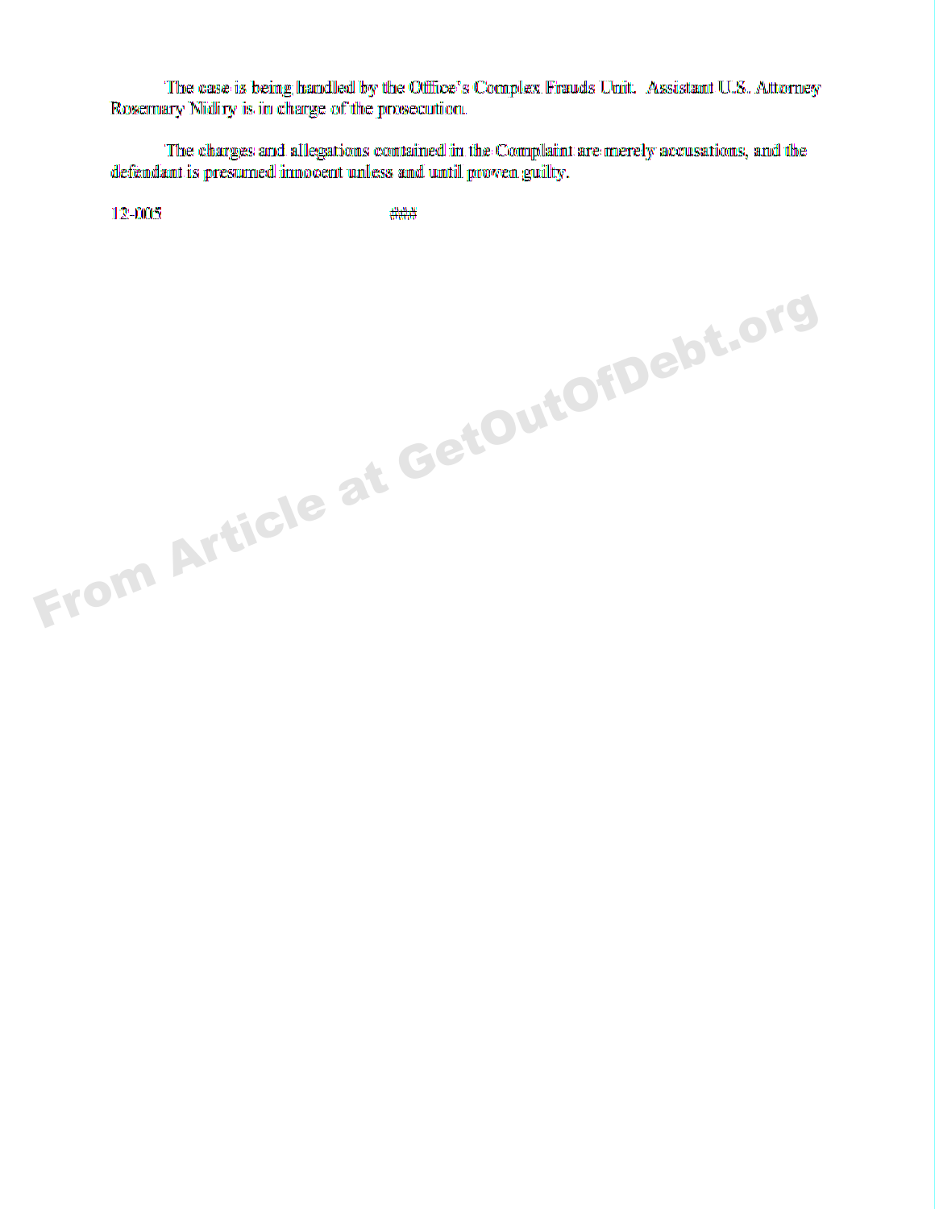The case is being handled by the Office's Complex Frauds Unit. Assistant U.S. Attorney Rosemary Nidiry is in charge of the prosecution.

The charges and allegations contained in the Complaint are merely accusations, and the defendant is presumed innocent unless and until proven guilty.

12-005 ###